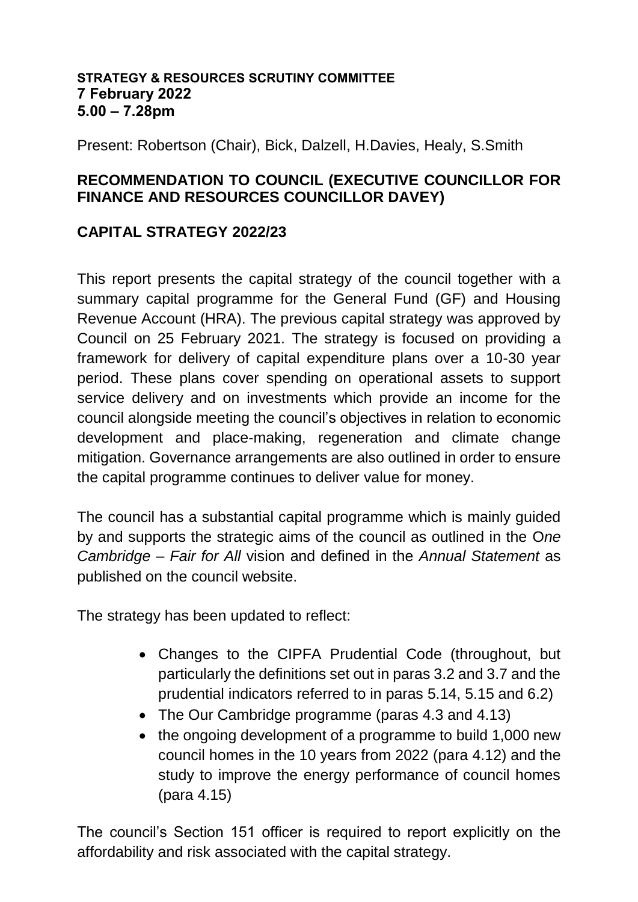**STRATEGY & RESOURCES SCRUTINY COMMITTEE**
**7 February 2022**
**5.00 – 7.28pm**

Present: Robertson (Chair), Bick, Dalzell, H.Davies, Healy, S.Smith

## RECOMMENDATION TO COUNCIL (EXECUTIVE COUNCILLOR FOR FINANCE AND RESOURCES COUNCILLOR DAVEY)

## CAPITAL STRATEGY 2022/23

This report presents the capital strategy of the council together with a summary capital programme for the General Fund (GF) and Housing Revenue Account (HRA). The previous capital strategy was approved by Council on 25 February 2021. The strategy is focused on providing a framework for delivery of capital expenditure plans over a 10-30 year period. These plans cover spending on operational assets to support service delivery and on investments which provide an income for the council alongside meeting the council's objectives in relation to economic development and place-making, regeneration and climate change mitigation. Governance arrangements are also outlined in order to ensure the capital programme continues to deliver value for money.

The council has a substantial capital programme which is mainly guided by and supports the strategic aims of the council as outlined in the O*ne Cambridge – Fair for All* vision and defined in the *Annual Statement* as published on the council website.

The strategy has been updated to reflect:

- Changes to the CIPFA Prudential Code (throughout, but particularly the definitions set out in paras 3.2 and 3.7 and the prudential indicators referred to in paras 5.14, 5.15 and 6.2)
- The Our Cambridge programme (paras 4.3 and 4.13)
- the ongoing development of a programme to build 1,000 new council homes in the 10 years from 2022 (para 4.12) and the study to improve the energy performance of council homes (para 4.15)

The council's Section 151 officer is required to report explicitly on the affordability and risk associated with the capital strategy.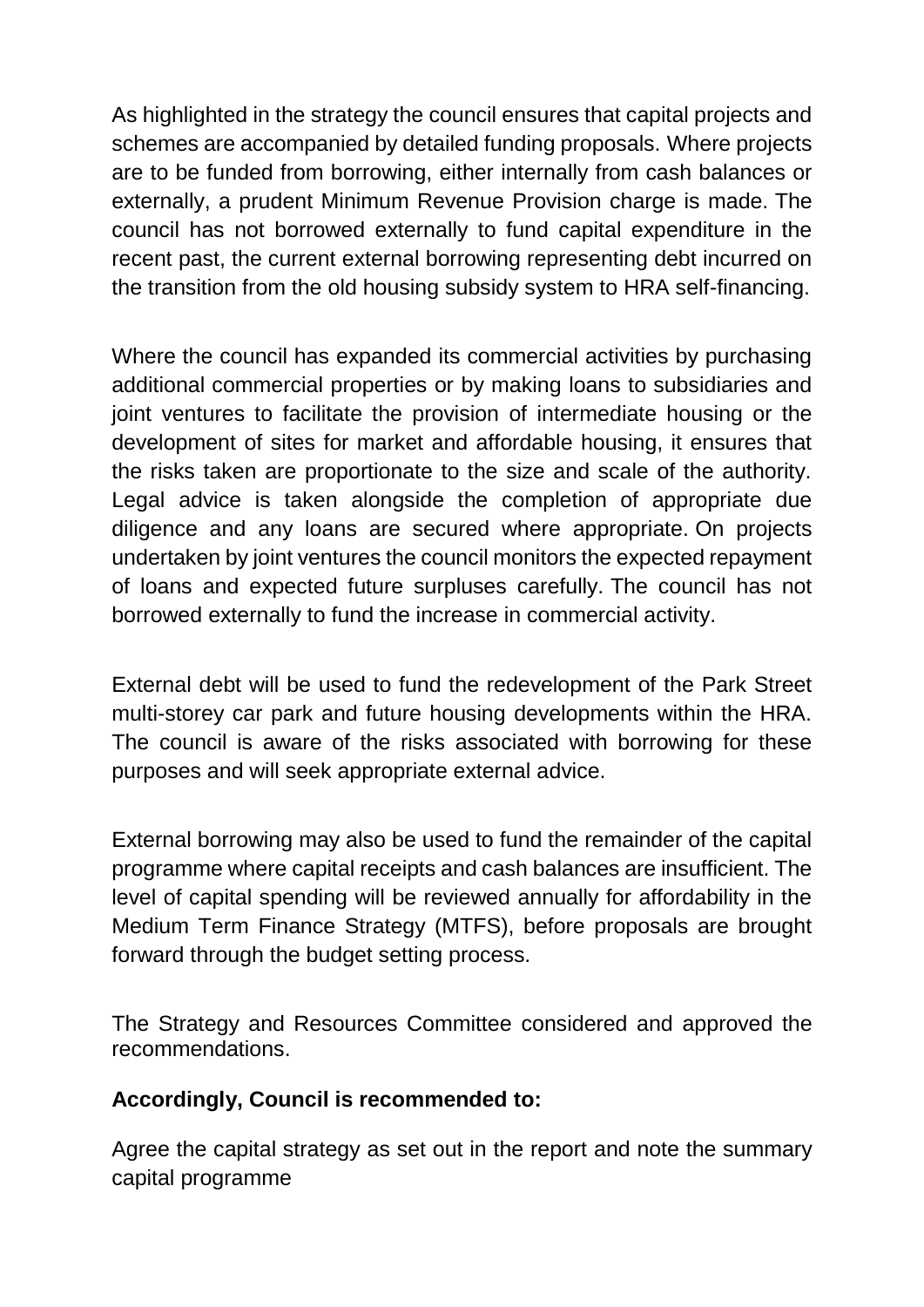As highlighted in the strategy the council ensures that capital projects and schemes are accompanied by detailed funding proposals. Where projects are to be funded from borrowing, either internally from cash balances or externally, a prudent Minimum Revenue Provision charge is made. The council has not borrowed externally to fund capital expenditure in the recent past, the current external borrowing representing debt incurred on the transition from the old housing subsidy system to HRA self-financing.

Where the council has expanded its commercial activities by purchasing additional commercial properties or by making loans to subsidiaries and joint ventures to facilitate the provision of intermediate housing or the development of sites for market and affordable housing, it ensures that the risks taken are proportionate to the size and scale of the authority. Legal advice is taken alongside the completion of appropriate due diligence and any loans are secured where appropriate. On projects undertaken by joint ventures the council monitors the expected repayment of loans and expected future surpluses carefully. The council has not borrowed externally to fund the increase in commercial activity.

External debt will be used to fund the redevelopment of the Park Street multi-storey car park and future housing developments within the HRA. The council is aware of the risks associated with borrowing for these purposes and will seek appropriate external advice.

External borrowing may also be used to fund the remainder of the capital programme where capital receipts and cash balances are insufficient. The level of capital spending will be reviewed annually for affordability in the Medium Term Finance Strategy (MTFS), before proposals are brought forward through the budget setting process.

The Strategy and Resources Committee considered and approved the recommendations.

**Accordingly, Council is recommended to:**

Agree the capital strategy as set out in the report and note the summary capital programme